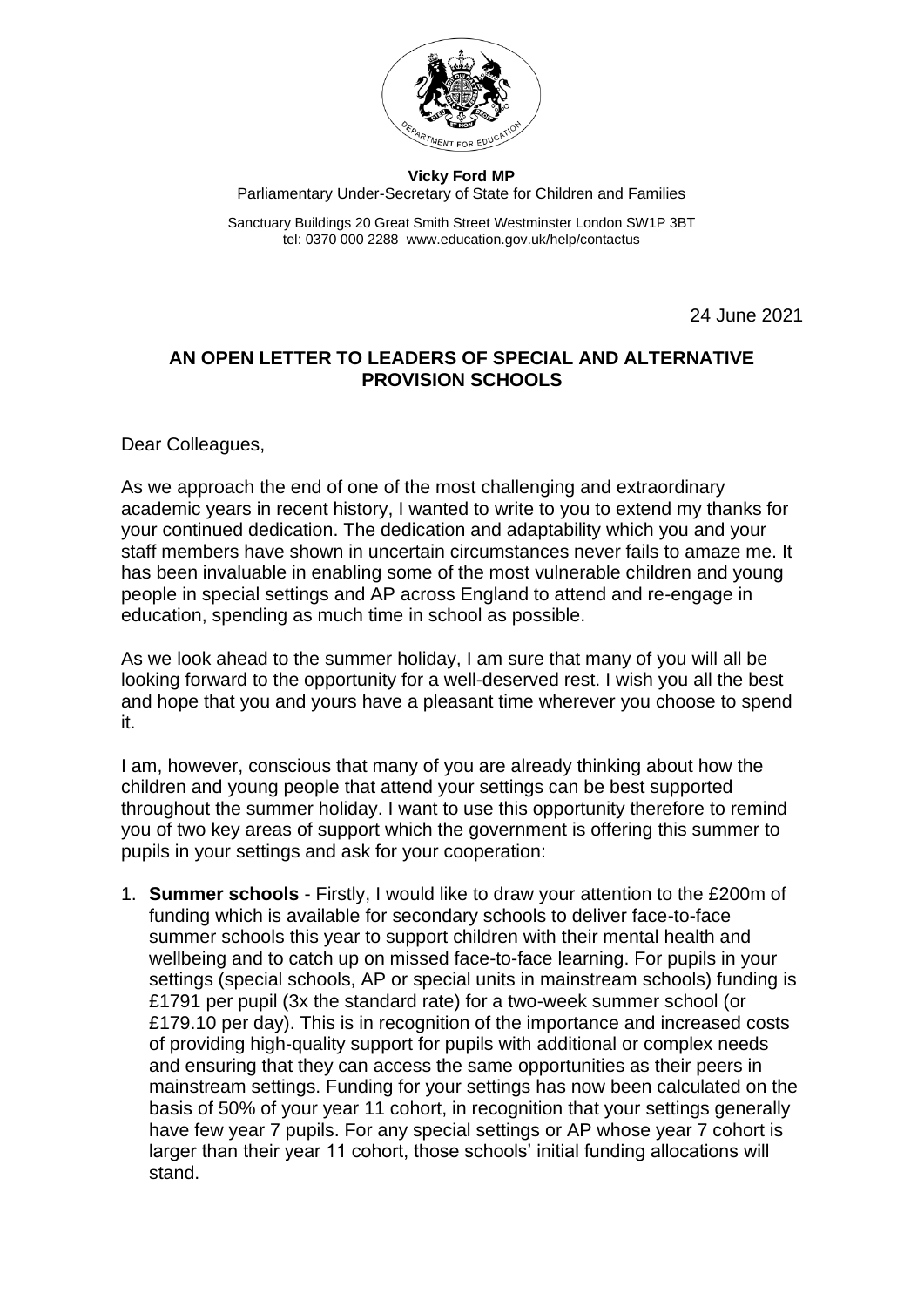**Vicky Ford MP**
Parliamentary Under-Secretary of State for Children and Families

Sanctuary Buildings 20 Great Smith Street Westminster London SW1P 3BT
tel: 0370 000 2288 www.education.gov.uk/help/contactus

24 June 2021

## AN OPEN LETTER TO LEADERS OF SPECIAL AND ALTERNATIVE PROVISION SCHOOLS

Dear Colleagues,

As we approach the end of one of the most challenging and extraordinary academic years in recent history, I wanted to write to you to extend my thanks for your continued dedication. The dedication and adaptability which you and your staff members have shown in uncertain circumstances never fails to amaze me. It has been invaluable in enabling some of the most vulnerable children and young people in special settings and AP across England to attend and re-engage in education, spending as much time in school as possible.

As we look ahead to the summer holiday, I am sure that many of you will all be looking forward to the opportunity for a well-deserved rest. I wish you all the best and hope that you and yours have a pleasant time wherever you choose to spend it.

I am, however, conscious that many of you are already thinking about how the children and young people that attend your settings can be best supported throughout the summer holiday. I want to use this opportunity therefore to remind you of two key areas of support which the government is offering this summer to pupils in your settings and ask for your cooperation:

1. **Summer schools** - Firstly, I would like to draw your attention to the £200m of funding which is available for secondary schools to deliver face-to-face summer schools this year to support children with their mental health and wellbeing and to catch up on missed face-to-face learning. For pupils in your settings (special schools, AP or special units in mainstream schools) funding is £1791 per pupil (3x the standard rate) for a two-week summer school (or £179.10 per day). This is in recognition of the importance and increased costs of providing high-quality support for pupils with additional or complex needs and ensuring that they can access the same opportunities as their peers in mainstream settings. Funding for your settings has now been calculated on the basis of 50% of your year 11 cohort, in recognition that your settings generally have few year 7 pupils. For any special settings or AP whose year 7 cohort is larger than their year 11 cohort, those schools' initial funding allocations will stand.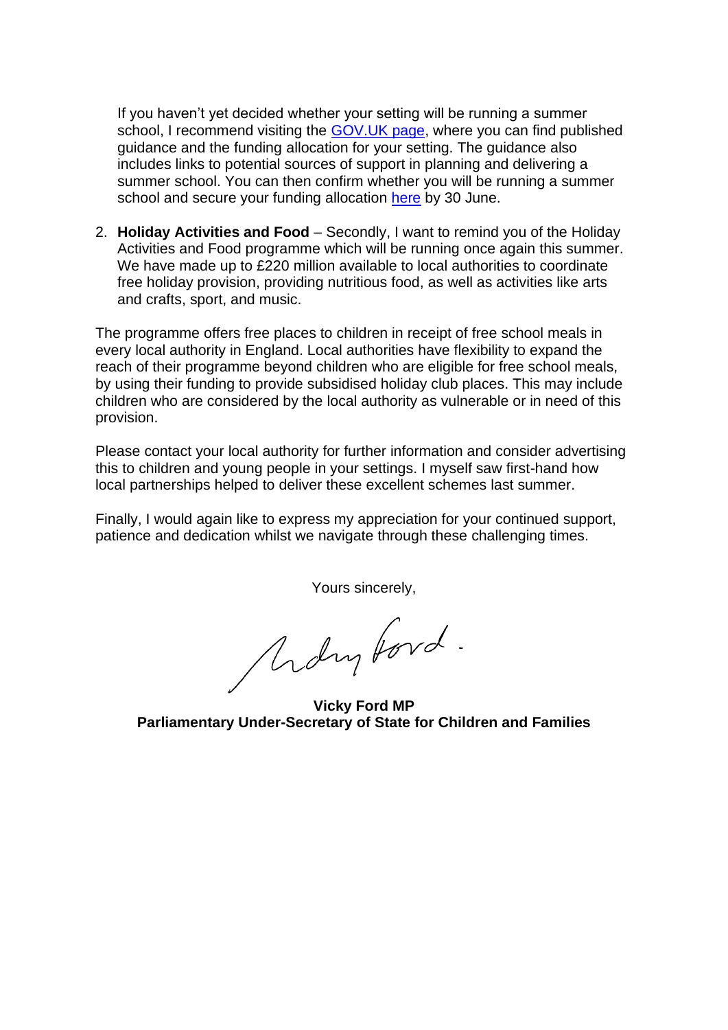If you haven't yet decided whether your setting will be running a summer school, I recommend visiting the GOV.UK page, where you can find published guidance and the funding allocation for your setting. The guidance also includes links to potential sources of support in planning and delivering a summer school. You can then confirm whether you will be running a summer school and secure your funding allocation here by 30 June.

2. **Holiday Activities and Food** – Secondly, I want to remind you of the Holiday Activities and Food programme which will be running once again this summer. We have made up to £220 million available to local authorities to coordinate free holiday provision, providing nutritious food, as well as activities like arts and crafts, sport, and music.

The programme offers free places to children in receipt of free school meals in every local authority in England. Local authorities have flexibility to expand the reach of their programme beyond children who are eligible for free school meals, by using their funding to provide subsidised holiday club places. This may include children who are considered by the local authority as vulnerable or in need of this provision.

Please contact your local authority for further information and consider advertising this to children and young people in your settings. I myself saw first-hand how local partnerships helped to deliver these excellent schemes last summer.

Finally, I would again like to express my appreciation for your continued support, patience and dedication whilst we navigate through these challenging times.

Yours sincerely,

**Vicky Ford MP**
**Parliamentary Under-Secretary of State for Children and Families**